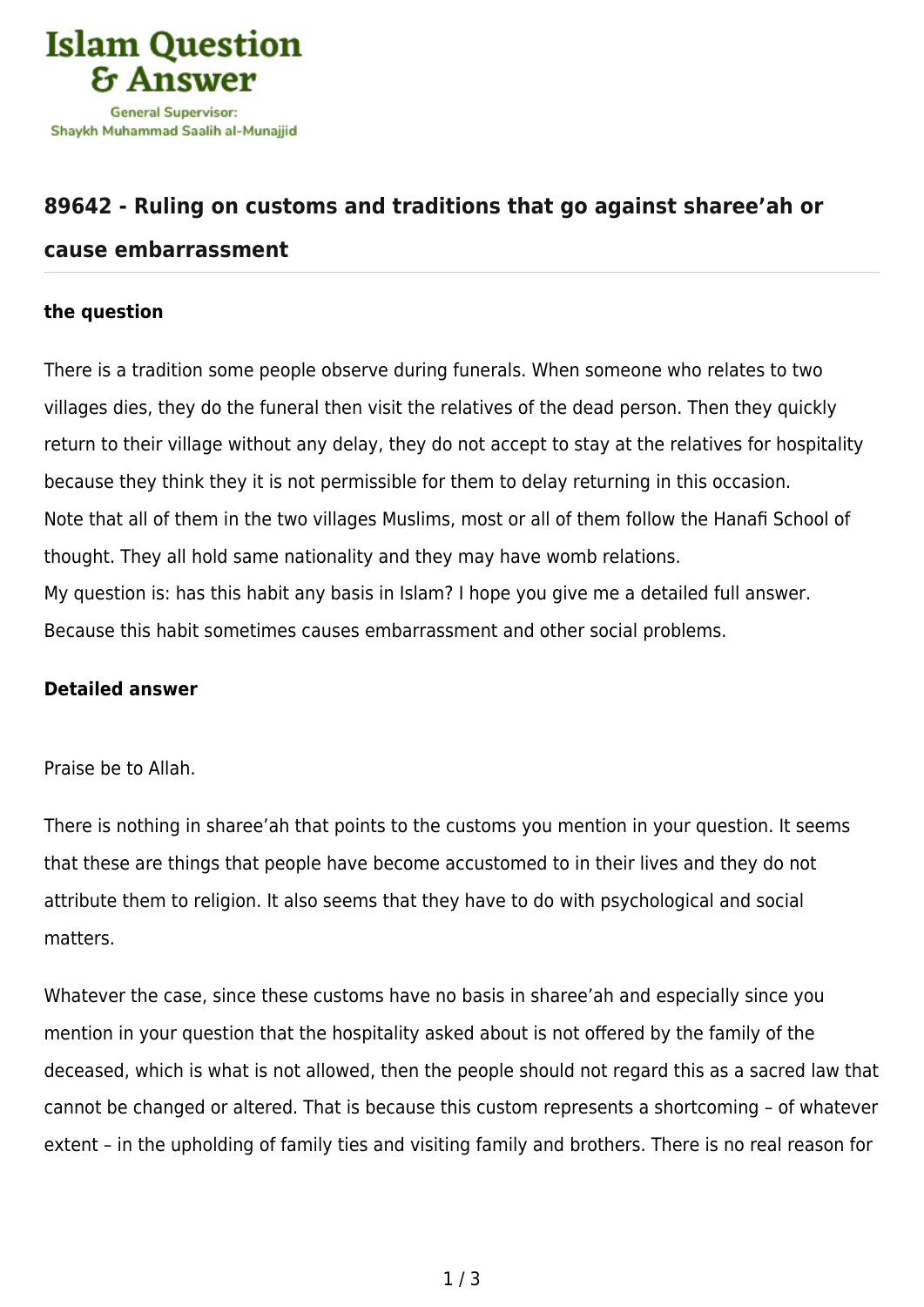Islam Question & Answer

General Supervisor: Shaykh Muhammad Saalih al-Munajjid

## 89642 - Ruling on customs and traditions that go against sharee'ah or cause embarrassment

### the question

There is a tradition some people observe during funerals. When someone who relates to two villages dies, they do the funeral then visit the relatives of the dead person. Then they quickly return to their village without any delay, they do not accept to stay at the relatives for hospitality because they think they it is not permissible for them to delay returning in this occasion.
Note that all of them in the two villages Muslims, most or all of them follow the Hanafi School of thought. They all hold same nationality and they may have womb relations.
My question is: has this habit any basis in Islam? I hope you give me a detailed full answer. Because this habit sometimes causes embarrassment and other social problems.

### Detailed answer

Praise be to Allah.

There is nothing in sharee'ah that points to the customs you mention in your question. It seems that these are things that people have become accustomed to in their lives and they do not attribute them to religion. It also seems that they have to do with psychological and social matters.

Whatever the case, since these customs have no basis in sharee'ah and especially since you mention in your question that the hospitality asked about is not offered by the family of the deceased, which is what is not allowed, then the people should not regard this as a sacred law that cannot be changed or altered. That is because this custom represents a shortcoming – of whatever extent – in the upholding of family ties and visiting family and brothers. There is no real reason for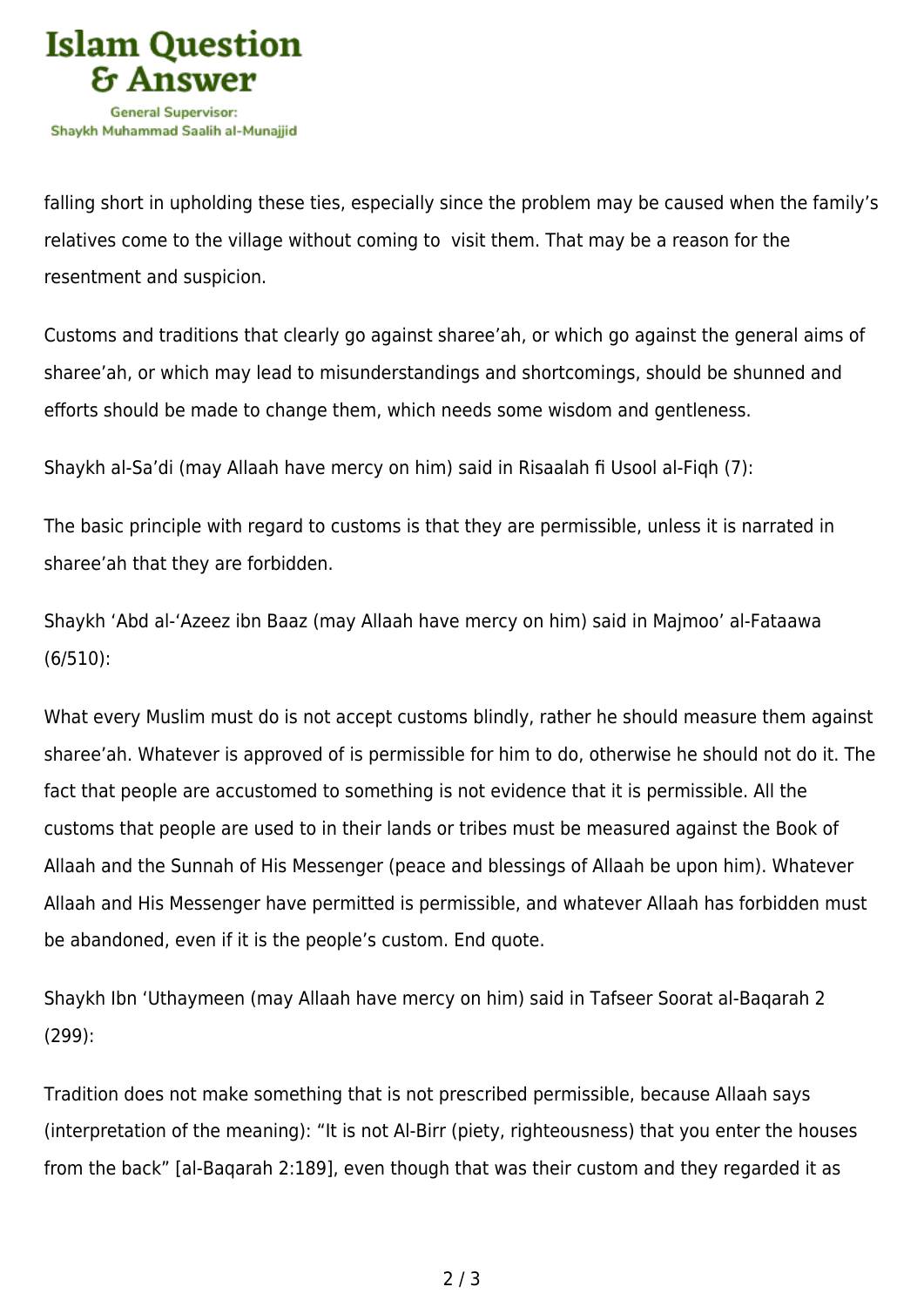falling short in upholding these ties, especially since the problem may be caused when the family's relatives come to the village without coming to visit them. That may be a reason for the resentment and suspicion.

Customs and traditions that clearly go against sharee'ah, or which go against the general aims of sharee'ah, or which may lead to misunderstandings and shortcomings, should be shunned and efforts should be made to change them, which needs some wisdom and gentleness.

Shaykh al-Sa'di (may Allaah have mercy on him) said in Risaalah fi Usool al-Fiqh (7):

The basic principle with regard to customs is that they are permissible, unless it is narrated in sharee'ah that they are forbidden.

Shaykh 'Abd al-'Azeez ibn Baaz (may Allaah have mercy on him) said in Majmoo' al-Fataawa (6/510):

What every Muslim must do is not accept customs blindly, rather he should measure them against sharee'ah. Whatever is approved of is permissible for him to do, otherwise he should not do it. The fact that people are accustomed to something is not evidence that it is permissible. All the customs that people are used to in their lands or tribes must be measured against the Book of Allaah and the Sunnah of His Messenger (peace and blessings of Allaah be upon him). Whatever Allaah and His Messenger have permitted is permissible, and whatever Allaah has forbidden must be abandoned, even if it is the people's custom. End quote.

Shaykh Ibn 'Uthaymeen (may Allaah have mercy on him) said in Tafseer Soorat al-Baqarah 2 (299):

Tradition does not make something that is not prescribed permissible, because Allaah says (interpretation of the meaning): "It is not Al-Birr (piety, righteousness) that you enter the houses from the back" [al-Baqarah 2:189], even though that was their custom and they regarded it as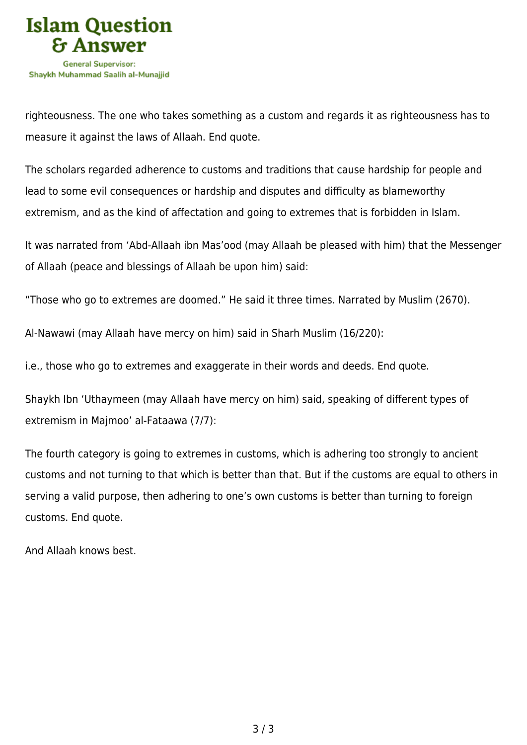righteousness. The one who takes something as a custom and regards it as righteousness has to measure it against the laws of Allaah. End quote.

The scholars regarded adherence to customs and traditions that cause hardship for people and lead to some evil consequences or hardship and disputes and difficulty as blameworthy extremism, and as the kind of affectation and going to extremes that is forbidden in Islam.

It was narrated from ‘Abd-Allaah ibn Mas’ood (may Allaah be pleased with him) that the Messenger of Allaah (peace and blessings of Allaah be upon him) said:

“Those who go to extremes are doomed.” He said it three times. Narrated by Muslim (2670).

Al-Nawawi (may Allaah have mercy on him) said in Sharh Muslim (16/220):

i.e., those who go to extremes and exaggerate in their words and deeds. End quote.

Shaykh Ibn ‘Uthaymeen (may Allaah have mercy on him) said, speaking of different types of extremism in Majmoo’ al-Fataawa (7/7):

The fourth category is going to extremes in customs, which is adhering too strongly to ancient customs and not turning to that which is better than that. But if the customs are equal to others in serving a valid purpose, then adhering to one’s own customs is better than turning to foreign customs. End quote.

And Allaah knows best.